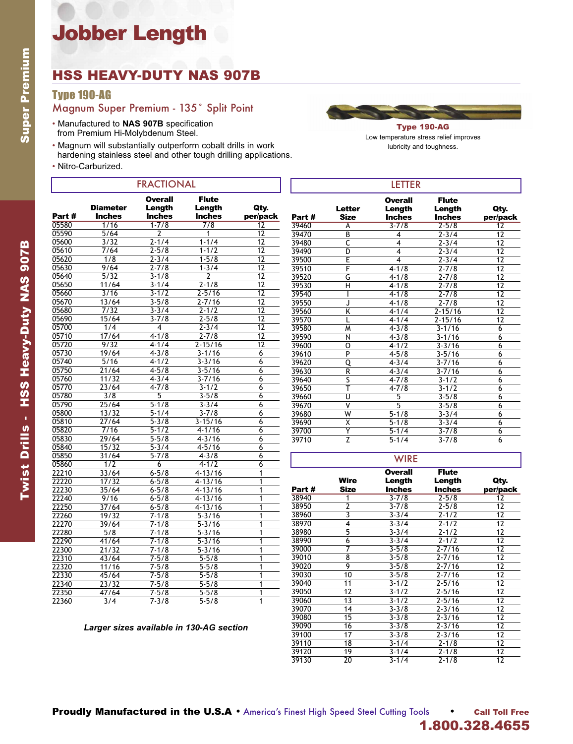# Jobber Length

## HSS HEAVY-DUTY NAS 907B

### Type 190-AG

Magnum Super Premium - 135˚ Split Point

- Manufactured to **NAS 907B** specification from Premium Hi-Molybdenum Steel.
- Magnum will substantially outperform cobalt drills in work hardening stainless steel and other tough drilling applications.
- Nitro-Carburized.

**Type 190-AG**
Low temperature stress relief improves lubricity and toughness.

### FRACTIONAL

| Part # | Diameter Inches | Overall Length Inches | Flute Length Inches | Qty. per/pack |
|---|---|---|---|---|
| 05580 | 1/16 | 1-7/8 | 7/8 | 12 |
| 05590 | 5/64 | 2 | 1 | 12 |
| 05600 | 3/32 | 2-1/4 | 1-1/4 | 12 |
| 05610 | 7/64 | 2-5/8 | 1-1/2 | 12 |
| 05620 | 1/8 | 2-3/4 | 1-5/8 | 12 |
| 05630 | 9/64 | 2-7/8 | 1-3/4 | 12 |
| 05640 | 5/32 | 3-1/8 | 2 | 12 |
| 05650 | 11/64 | 3-1/4 | 2-1/8 | 12 |
| 05660 | 3/16 | 3-1/2 | 2-5/16 | 12 |
| 05670 | 13/64 | 3-5/8 | 2-7/16 | 12 |
| 05680 | 7/32 | 3-3/4 | 2-1/2 | 12 |
| 05690 | 15/64 | 3-7/8 | 2-5/8 | 12 |
| 05700 | 1/4 | 4 | 2-3/4 | 12 |
| 05710 | 17/64 | 4-1/8 | 2-7/8 | 12 |
| 05720 | 9/32 | 4-1/4 | 2-15/16 | 12 |
| 05730 | 19/64 | 4-3/8 | 3-1/16 | 6 |
| 05740 | 5/16 | 4-1/2 | 3-3/16 | 6 |
| 05750 | 21/64 | 4-5/8 | 3-5/16 | 6 |
| 05760 | 11/32 | 4-3/4 | 3-7/16 | 6 |
| 05770 | 23/64 | 4-7/8 | 3-1/2 | 6 |
| 05780 | 3/8 | 5 | 3-5/8 | 6 |
| 05790 | 25/64 | 5-1/8 | 3-3/4 | 6 |
| 05800 | 13/32 | 5-1/4 | 3-7/8 | 6 |
| 05810 | 27/64 | 5-3/8 | 3-15/16 | 6 |
| 05820 | 7/16 | 5-1/2 | 4-1/16 | 6 |
| 05830 | 29/64 | 5-5/8 | 4-3/16 | 6 |
| 05840 | 15/32 | 5-3/4 | 4-5/16 | 6 |
| 05850 | 31/64 | 5-7/8 | 4-3/8 | 6 |
| 05860 | 1/2 | 6 | 4-1/2 | 6 |
| 22210 | 33/64 | 6-5/8 | 4-13/16 | 1 |
| 22220 | 17/32 | 6-5/8 | 4-13/16 | 1 |
| 22230 | 35/64 | 6-5/8 | 4-13/16 | 1 |
| 22240 | 9/16 | 6-5/8 | 4-13/16 | 1 |
| 22250 | 37/64 | 6-5/8 | 4-13/16 | 1 |
| 22260 | 19/32 | 7-1/8 | 5-3/16 | 1 |
| 22270 | 39/64 | 7-1/8 | 5-3/16 | 1 |
| 22280 | 5/8 | 7-1/8 | 5-3/16 | 1 |
| 22290 | 41/64 | 7-1/8 | 5-3/16 | 1 |
| 22300 | 21/32 | 7-1/8 | 5-3/16 | 1 |
| 22310 | 43/64 | 7-5/8 | 5-5/8 | 1 |
| 22320 | 11/16 | 7-5/8 | 5-5/8 | 1 |
| 22330 | 45/64 | 7-5/8 | 5-5/8 | 1 |
| 22340 | 23/32 | 7-5/8 | 5-5/8 | 1 |
| 22350 | 47/64 | 7-5/8 | 5-5/8 | 1 |
| 22360 | 3/4 | 7-3/8 | 5-5/8 | 1 |

*Larger sizes available in 130-AG section*

### LETTER

| Part # | Letter Size | Overall Length Inches | Flute Length Inches | Qty. per/pack |
|---|---|---|---|---|
| 39460 | A | 3-7/8 | 2-5/8 | 12 |
| 39470 | B | 4 | 2-3/4 | 12 |
| 39480 | C | 4 | 2-3/4 | 12 |
| 39490 | D | 4 | 2-3/4 | 12 |
| 39500 | E | 4 | 2-3/4 | 12 |
| 39510 | F | 4-1/8 | 2-7/8 | 12 |
| 39520 | G | 4-1/8 | 2-7/8 | 12 |
| 39530 | H | 4-1/8 | 2-7/8 | 12 |
| 39540 | I | 4-1/8 | 2-7/8 | 12 |
| 39550 | J | 4-1/8 | 2-7/8 | 12 |
| 39560 | K | 4-1/4 | 2-15/16 | 12 |
| 39570 | L | 4-1/4 | 2-15/16 | 12 |
| 39580 | M | 4-3/8 | 3-1/16 | 6 |
| 39590 | N | 4-3/8 | 3-1/16 | 6 |
| 39600 | O | 4-1/2 | 3-3/16 | 6 |
| 39610 | P | 4-5/8 | 3-5/16 | 6 |
| 39620 | Q | 4-3/4 | 3-7/16 | 6 |
| 39630 | R | 4-3/4 | 3-7/16 | 6 |
| 39640 | S | 4-7/8 | 3-1/2 | 6 |
| 39650 | T | 4-7/8 | 3-1/2 | 6 |
| 39660 | U | 5 | 3-5/8 | 6 |
| 39670 | V | 5 | 3-5/8 | 6 |
| 39680 | W | 5-1/8 | 3-3/4 | 6 |
| 39690 | X | 5-1/8 | 3-3/4 | 6 |
| 39700 | Y | 5-1/4 | 3-7/8 | 6 |
| 39710 | Z | 5-1/4 | 3-7/8 | 6 |

### WIRE

| Part # | Wire Size | Overall Length Inches | Flute Length Inches | Qty. per/pack |
|---|---|---|---|---|
| 38940 | 1 | 3-7/8 | 2-5/8 | 12 |
| 38950 | 2 | 3-7/8 | 2-5/8 | 12 |
| 38960 | 3 | 3-3/4 | 2-1/2 | 12 |
| 38970 | 4 | 3-3/4 | 2-1/2 | 12 |
| 38980 | 5 | 3-3/4 | 2-1/2 | 12 |
| 38990 | 6 | 3-3/4 | 2-1/2 | 12 |
| 39000 | 7 | 3-5/8 | 2-7/16 | 12 |
| 39010 | 8 | 3-5/8 | 2-7/16 | 12 |
| 39020 | 9 | 3-5/8 | 2-7/16 | 12 |
| 39030 | 10 | 3-5/8 | 2-7/16 | 12 |
| 39040 | 11 | 3-1/2 | 2-5/16 | 12 |
| 39050 | 12 | 3-1/2 | 2-5/16 | 12 |
| 39060 | 13 | 3-1/2 | 2-5/16 | 12 |
| 39070 | 14 | 3-3/8 | 2-3/16 | 12 |
| 39080 | 15 | 3-3/8 | 2-3/16 | 12 |
| 39090 | 16 | 3-3/8 | 2-3/16 | 12 |
| 39100 | 17 | 3-3/8 | 2-3/16 | 12 |
| 39110 | 18 | 3-1/4 | 2-1/8 | 12 |
| 39120 | 19 | 3-1/4 | 2-1/8 | 12 |
| 39130 | 20 | 3-1/4 | 2-1/8 | 12 |

**Proudly Manufactured in the U.S.A** • America's Finest High Speed Steel Cutting Tools • **Call Toll Free 1.800.328.4655**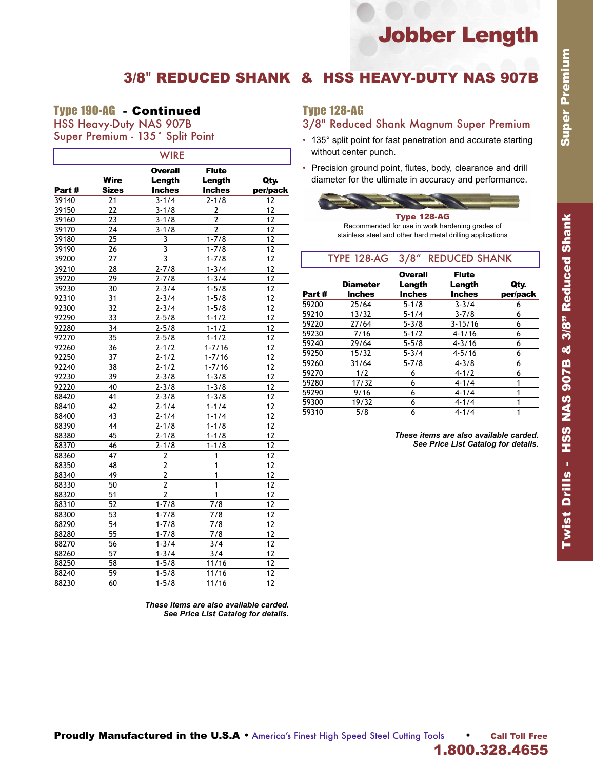# Jobber Length

## 3/8" REDUCED SHANK & HSS HEAVY-DUTY NAS 907B

### Type 190-AG - Continued

HSS Heavy-Duty NAS 907B
Super Premium - 135° Split Point

| WIRE | | | | |
|---|---|---|---|---|
| Part # | Wire Sizes | Overall Length Inches | Flute Length Inches | Qty. per/pack |
| 39140 | 21 | 3-1/4 | 2-1/8 | 12 |
| 39150 | 22 | 3-1/8 | 2 | 12 |
| 39160 | 23 | 3-1/8 | 2 | 12 |
| 39170 | 24 | 3-1/8 | 2 | 12 |
| 39180 | 25 | 3 | 1-7/8 | 12 |
| 39190 | 26 | 3 | 1-7/8 | 12 |
| 39200 | 27 | 3 | 1-7/8 | 12 |
| 39210 | 28 | 2-7/8 | 1-3/4 | 12 |
| 39220 | 29 | 2-7/8 | 1-3/4 | 12 |
| 39230 | 30 | 2-3/4 | 1-5/8 | 12 |
| 92310 | 31 | 2-3/4 | 1-5/8 | 12 |
| 92300 | 32 | 2-3/4 | 1-5/8 | 12 |
| 92290 | 33 | 2-5/8 | 1-1/2 | 12 |
| 92280 | 34 | 2-5/8 | 1-1/2 | 12 |
| 92270 | 35 | 2-5/8 | 1-1/2 | 12 |
| 92260 | 36 | 2-1/2 | 1-7/16 | 12 |
| 92250 | 37 | 2-1/2 | 1-7/16 | 12 |
| 92240 | 38 | 2-1/2 | 1-7/16 | 12 |
| 92230 | 39 | 2-3/8 | 1-3/8 | 12 |
| 92220 | 40 | 2-3/8 | 1-3/8 | 12 |
| 88420 | 41 | 2-3/8 | 1-3/8 | 12 |
| 88410 | 42 | 2-1/4 | 1-1/4 | 12 |
| 88400 | 43 | 2-1/4 | 1-1/4 | 12 |
| 88390 | 44 | 2-1/8 | 1-1/8 | 12 |
| 88380 | 45 | 2-1/8 | 1-1/8 | 12 |
| 88370 | 46 | 2-1/8 | 1-1/8 | 12 |
| 88360 | 47 | 2 | 1 | 12 |
| 88350 | 48 | 2 | 1 | 12 |
| 88340 | 49 | 2 | 1 | 12 |
| 88330 | 50 | 2 | 1 | 12 |
| 88320 | 51 | 2 | 1 | 12 |
| 88310 | 52 | 1-7/8 | 7/8 | 12 |
| 88300 | 53 | 1-7/8 | 7/8 | 12 |
| 88290 | 54 | 1-7/8 | 7/8 | 12 |
| 88280 | 55 | 1-7/8 | 7/8 | 12 |
| 88270 | 56 | 1-3/4 | 3/4 | 12 |
| 88260 | 57 | 1-3/4 | 3/4 | 12 |
| 88250 | 58 | 1-5/8 | 11/16 | 12 |
| 88240 | 59 | 1-5/8 | 11/16 | 12 |
| 88230 | 60 | 1-5/8 | 11/16 | 12 |

***These items are also available carded. See Price List Catalog for details.***

### Type 128-AG

3/8" Reduced Shank Magnum Super Premium

- 135° split point for fast penetration and accurate starting without center punch.
- Precision ground point, flutes, body, clearance and drill diameter for the ultimate in accuracy and performance.

**Type 128-AG**
Recommended for use in work hardening grades of stainless steel and other hard metal drilling applications

| TYPE 128-AG 3/8" REDUCED SHANK | | | | |
|---|---|---|---|---|
| Part # | Diameter Inches | Overall Length Inches | Flute Length Inches | Qty. per/pack |
| 59200 | 25/64 | 5-1/8 | 3-3/4 | 6 |
| 59210 | 13/32 | 5-1/4 | 3-7/8 | 6 |
| 59220 | 27/64 | 5-3/8 | 3-15/16 | 6 |
| 59230 | 7/16 | 5-1/2 | 4-1/16 | 6 |
| 59240 | 29/64 | 5-5/8 | 4-3/16 | 6 |
| 59250 | 15/32 | 5-3/4 | 4-5/16 | 6 |
| 59260 | 31/64 | 5-7/8 | 4-3/8 | 6 |
| 59270 | 1/2 | 6 | 4-1/2 | 6 |
| 59280 | 17/32 | 6 | 4-1/4 | 1 |
| 59290 | 9/16 | 6 | 4-1/4 | 1 |
| 59300 | 19/32 | 6 | 4-1/4 | 1 |
| 59310 | 5/8 | 6 | 4-1/4 | 1 |

***These items are also available carded. See Price List Catalog for details.***

**Proudly Manufactured in the U.S.A** • America's Finest High Speed Steel Cutting Tools • **Call Toll Free 1.800.328.4655**